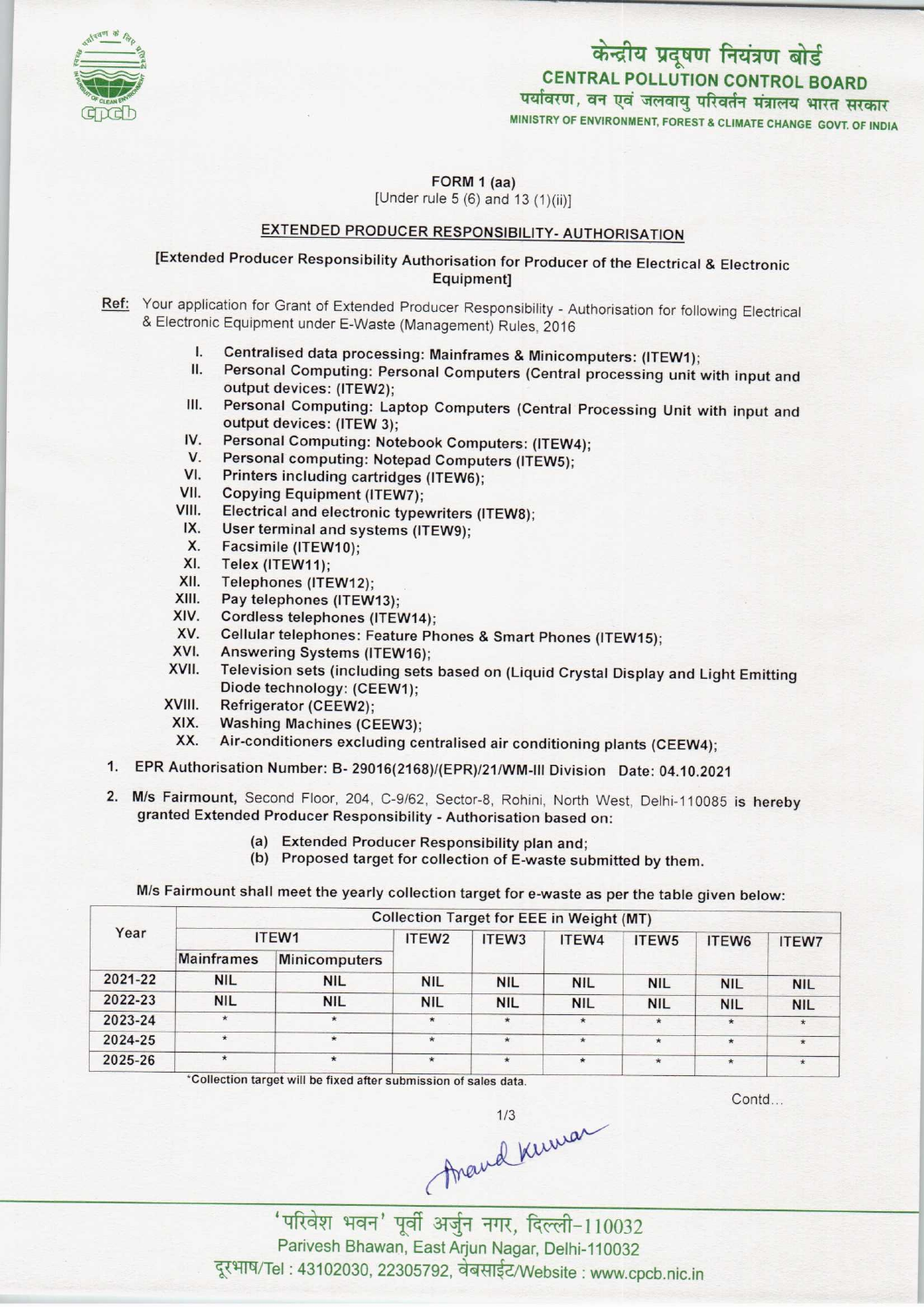केन्द्रीय प्रदूषण नियंत्रण बोर्ड
CENTRAL POLLUTION CONTROL BOARD
पर्यावरण, वन एवं जलवायु परिवर्तन मंत्रालय भारत सरकार
MINISTRY OF ENVIRONMENT, FOREST & CLIMATE CHANGE GOVT. OF INDIA

FORM 1 (aa)
[Under rule 5 (6) and 13 (1)(ii)]

## EXTENDED PRODUCER RESPONSIBILITY- AUTHORISATION

[Extended Producer Responsibility Authorisation for Producer of the Electrical & Electronic Equipment]

Ref: Your application for Grant of Extended Producer Responsibility - Authorisation for following Electrical & Electronic Equipment under E-Waste (Management) Rules, 2016

I. Centralised data processing: Mainframes & Minicomputers: (ITEW1);
II. Personal Computing: Personal Computers (Central processing unit with input and output devices: (ITEW2);
III. Personal Computing: Laptop Computers (Central Processing Unit with input and output devices: (ITEW 3);
IV. Personal Computing: Notebook Computers: (ITEW4);
V. Personal computing: Notepad Computers (ITEW5);
VI. Printers including cartridges (ITEW6);
VII. Copying Equipment (ITEW7);
VIII. Electrical and electronic typewriters (ITEW8);
IX. User terminal and systems (ITEW9);
X. Facsimile (ITEW10);
XI. Telex (ITEW11);
XII. Telephones (ITEW12);
XIII. Pay telephones (ITEW13);
XIV. Cordless telephones (ITEW14);
XV. Cellular telephones: Feature Phones & Smart Phones (ITEW15);
XVI. Answering Systems (ITEW16);
XVII. Television sets (including sets based on (Liquid Crystal Display and Light Emitting Diode technology: (CEEW1);
XVIII. Refrigerator (CEEW2);
XIX. Washing Machines (CEEW3);
XX. Air-conditioners excluding centralised air conditioning plants (CEEW4);

1. EPR Authorisation Number: B- 29016(2168)/(EPR)/21/WM-III Division Date: 04.10.2021

2. M/s Fairmount, Second Floor, 204, C-9/62, Sector-8, Rohini, North West, Delhi-110085 is hereby granted Extended Producer Responsibility - Authorisation based on:
   (a) Extended Producer Responsibility plan and;
   (b) Proposed target for collection of E-waste submitted by them.

M/s Fairmount shall meet the yearly collection target for e-waste as per the table given below:

| Year | Collection Target for EEE in Weight (MT) | | | | | | | |
|---|---|---|---|---|---|---|---|---|
| | ITEW1 | | ITEW2 | ITEW3 | ITEW4 | ITEW5 | ITEW6 | ITEW7 |
| | Mainframes | Minicomputers | | | | | | |
| 2021-22 | NIL | NIL | NIL | NIL | NIL | NIL | NIL | NIL |
| 2022-23 | NIL | NIL | NIL | NIL | NIL | NIL | NIL | NIL |
| 2023-24 | * | * | * | * | * | * | * | * |
| 2024-25 | * | * | * | * | * | * | * | * |
| 2025-26 | * | * | * | * | * | * | * | * |

*Collection target will be fixed after submission of sales data.

Contd...

Anand Kumar

'परिवेश भवन' पूर्वी अर्जुन नगर, दिल्ली-110032
Parivesh Bhawan, East Arjun Nagar, Delhi-110032
दूरभाष/Tel : 43102030, 22305792, वेबसाईट/Website : www.cpcb.nic.in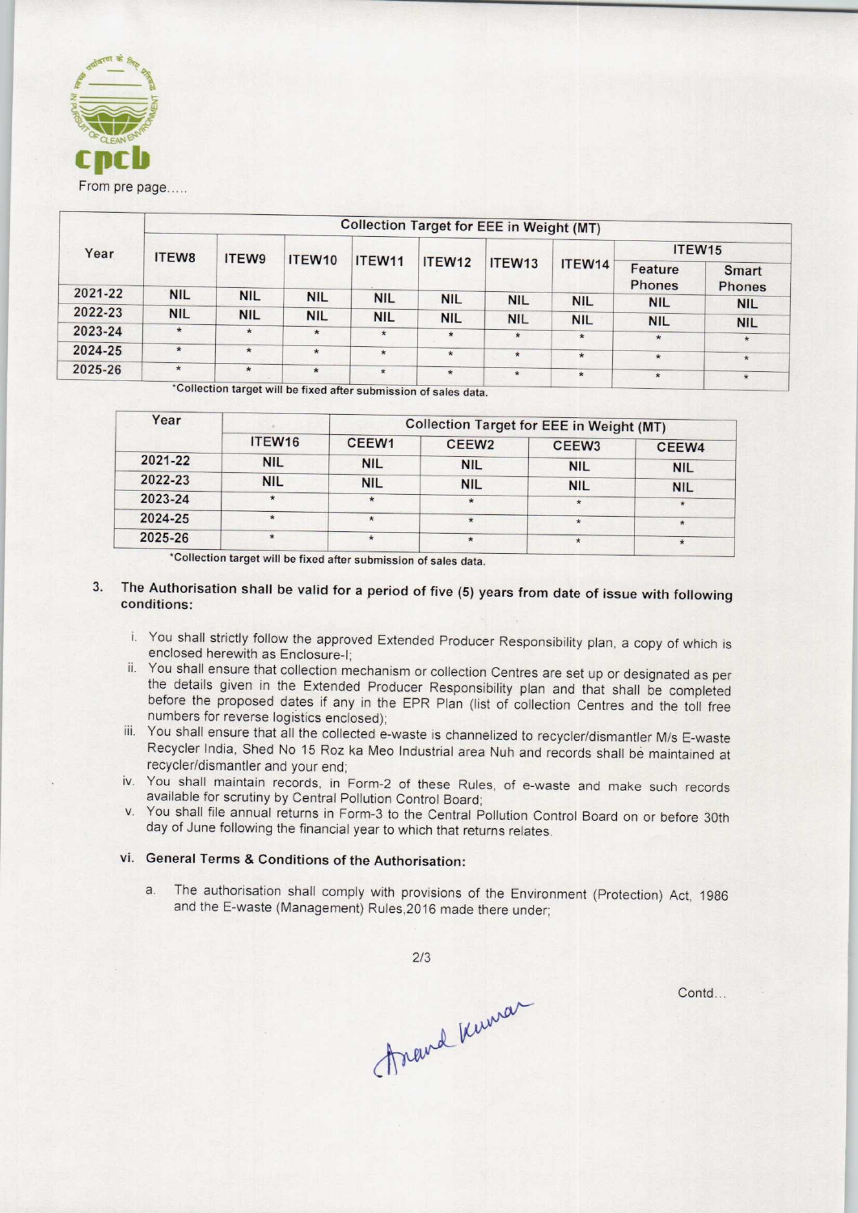From pre page.....

| Year | Collection Target for EEE in Weight (MT) | | | | | | | | |
|---|---|---|---|---|---|---|---|---|---|
| | ITEW8 | ITEW9 | ITEW10 | ITEW11 | ITEW12 | ITEW13 | ITEW14 | ITEW15 | |
| | | | | | | | | Feature Phones | Smart Phones |
| 2021-22 | NIL | NIL | NIL | NIL | NIL | NIL | NIL | NIL | NIL |
| 2022-23 | NIL | NIL | NIL | NIL | NIL | NIL | NIL | NIL | NIL |
| 2023-24 | * | * | * | * | * | * | * | * | * |
| 2024-25 | * | * | * | * | * | * | * | * | * |
| 2025-26 | * | * | * | * | * | * | * | * | * |

*Collection target will be fixed after submission of sales data.

| Year | | Collection Target for EEE in Weight (MT) | | | |
|---|---|---|---|---|---|
| | ITEW16 | CEEW1 | CEEW2 | CEEW3 | CEEW4 |
| 2021-22 | NIL | NIL | NIL | NIL | NIL |
| 2022-23 | NIL | NIL | NIL | NIL | NIL |
| 2023-24 | * | * | * | * | * |
| 2024-25 | * | * | * | * | * |
| 2025-26 | * | * | * | * | * |

*Collection target will be fixed after submission of sales data.

3. **The Authorisation shall be valid for a period of five (5) years from date of issue with following conditions:**

   i. You shall strictly follow the approved Extended Producer Responsibility plan, a copy of which is enclosed herewith as Enclosure-I;

   ii. You shall ensure that collection mechanism or collection Centres are set up or designated as per the details given in the Extended Producer Responsibility plan and that shall be completed before the proposed dates if any in the EPR Plan (list of collection Centres and the toll free numbers for reverse logistics enclosed);

   iii. You shall ensure that all the collected e-waste is channelized to recycler/dismantler M/s E-waste Recycler India, Shed No 15 Roz ka Meo Industrial area Nuh and records shall be maintained at recycler/dismantler and your end;

   iv. You shall maintain records, in Form-2 of these Rules, of e-waste and make such records available for scrutiny by Central Pollution Control Board;

   v. You shall file annual returns in Form-3 to the Central Pollution Control Board on or before 30th day of June following the financial year to which that returns relates.

   vi. **General Terms & Conditions of the Authorisation:**

      a. The authorisation shall comply with provisions of the Environment (Protection) Act, 1986 and the E-waste (Management) Rules,2016 made there under;

Contd...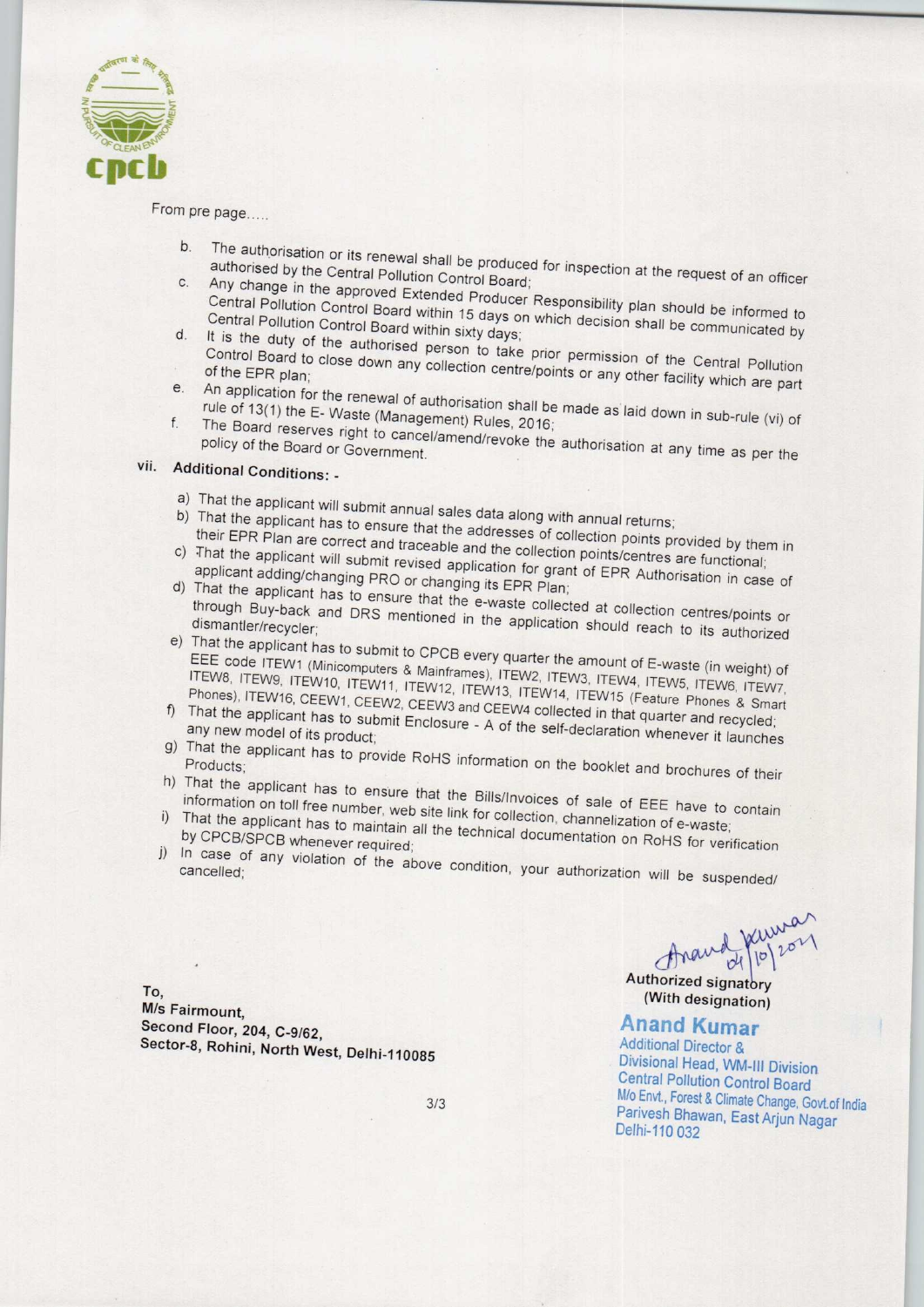From pre page.....

b. The authorisation or its renewal shall be produced for inspection at the request of an officer authorised by the Central Pollution Control Board;
c. Any change in the approved Extended Producer Responsibility plan should be informed to Central Pollution Control Board within 15 days on which decision shall be communicated by Central Pollution Control Board within sixty days;
d. It is the duty of the authorised person to take prior permission of the Central Pollution Control Board to close down any collection centre/points or any other facility which are part of the EPR plan;
e. An application for the renewal of authorisation shall be made as laid down in sub-rule (vi) of rule of 13(1) the E- Waste (Management) Rules, 2016;
f. The Board reserves right to cancel/amend/revoke the authorisation at any time as per the policy of the Board or Government.

vii. **Additional Conditions: -**

a) That the applicant will submit annual sales data along with annual returns;
b) That the applicant has to ensure that the addresses of collection points provided by them in their EPR Plan are correct and traceable and the collection points/centres are functional;
c) That the applicant will submit revised application for grant of EPR Authorisation in case of applicant adding/changing PRO or changing its EPR Plan;
d) That the applicant has to ensure that the e-waste collected at collection centres/points or through Buy-back and DRS mentioned in the application should reach to its authorized dismantler/recycler;
e) That the applicant has to submit to CPCB every quarter the amount of E-waste (in weight) of EEE code ITEW1 (Minicomputers & Mainframes), ITEW2, ITEW3, ITEW4, ITEW5, ITEW6, ITEW7, ITEW8, ITEW9, ITEW10, ITEW11, ITEW12, ITEW13, ITEW14, ITEW15 (Feature Phones & Smart Phones), ITEW16, CEEW1, CEEW2, CEEW3 and CEEW4 collected in that quarter and recycled;
f) That the applicant has to submit Enclosure - A of the self-declaration whenever it launches any new model of its product;
g) That the applicant has to provide RoHS information on the booklet and brochures of their Products;
h) That the applicant has to ensure that the Bills/Invoices of sale of EEE have to contain information on toll free number, web site link for collection, channelization of e-waste;
i) That the applicant has to maintain all the technical documentation on RoHS for verification by CPCB/SPCB whenever required;
j) In case of any violation of the above condition, your authorization will be suspended/ cancelled;

Anand Kumar 04/10/2021

Authorized signatory
(With designation)

**Anand Kumar**
Additional Director &
Divisional Head, WM-III Division
Central Pollution Control Board
M/o Envt., Forest & Climate Change, Govt.of India
Parivesh Bhawan, East Arjun Nagar
Delhi-110 032

To,
M/s Fairmount,
Second Floor, 204, C-9/62,
Sector-8, Rohini, North West, Delhi-110085